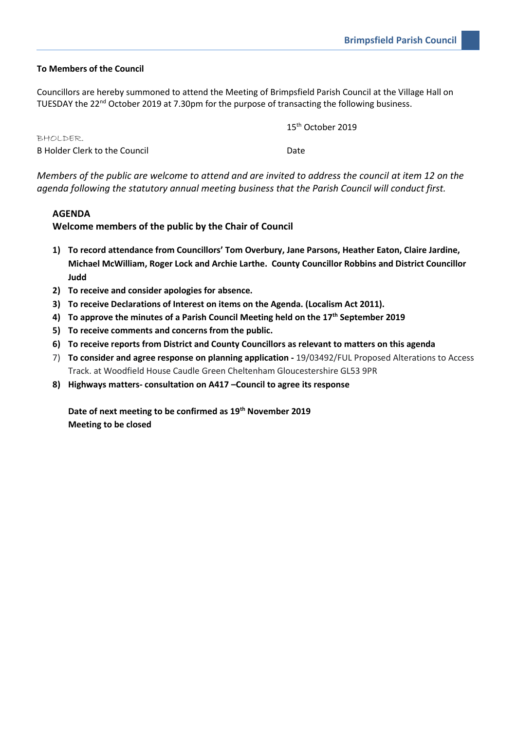**To Members of the Council**

Councillors are hereby summoned to attend the Meeting of Brimpsfield Parish Council at the Village Hall on TUESDAY the 22nd October 2019 at 7.30pm for the purpose of transacting the following business.

BHOLDER.

B Holder Clerk to the Council

15th October 2019

Date

*Members of the public are welcome to attend and are invited to address the council at item 12 on the agenda following the statutory annual meeting business that the Parish Council will conduct first.*

**AGENDA**

**Welcome members of the public by the Chair of Council**

1) **To record attendance from Councillors' Tom Overbury, Jane Parsons, Heather Eaton, Claire Jardine, Michael McWilliam, Roger Lock and Archie Larthe. County Councillor Robbins and District Councillor Judd**
2) **To receive and consider apologies for absence.**
3) **To receive Declarations of Interest on items on the Agenda. (Localism Act 2011).**
4) **To approve the minutes of a Parish Council Meeting held on the 17th September 2019**
5) **To receive comments and concerns from the public.**
6) **To receive reports from District and County Councillors as relevant to matters on this agenda**
7) **To consider and agree response on planning application -** 19/03492/FUL Proposed Alterations to Access Track. at Woodfield House Caudle Green Cheltenham Gloucestershire GL53 9PR
8) **Highways matters- consultation on A417 –Council to agree its response**

**Date of next meeting to be confirmed as 19th November 2019**

**Meeting to be closed**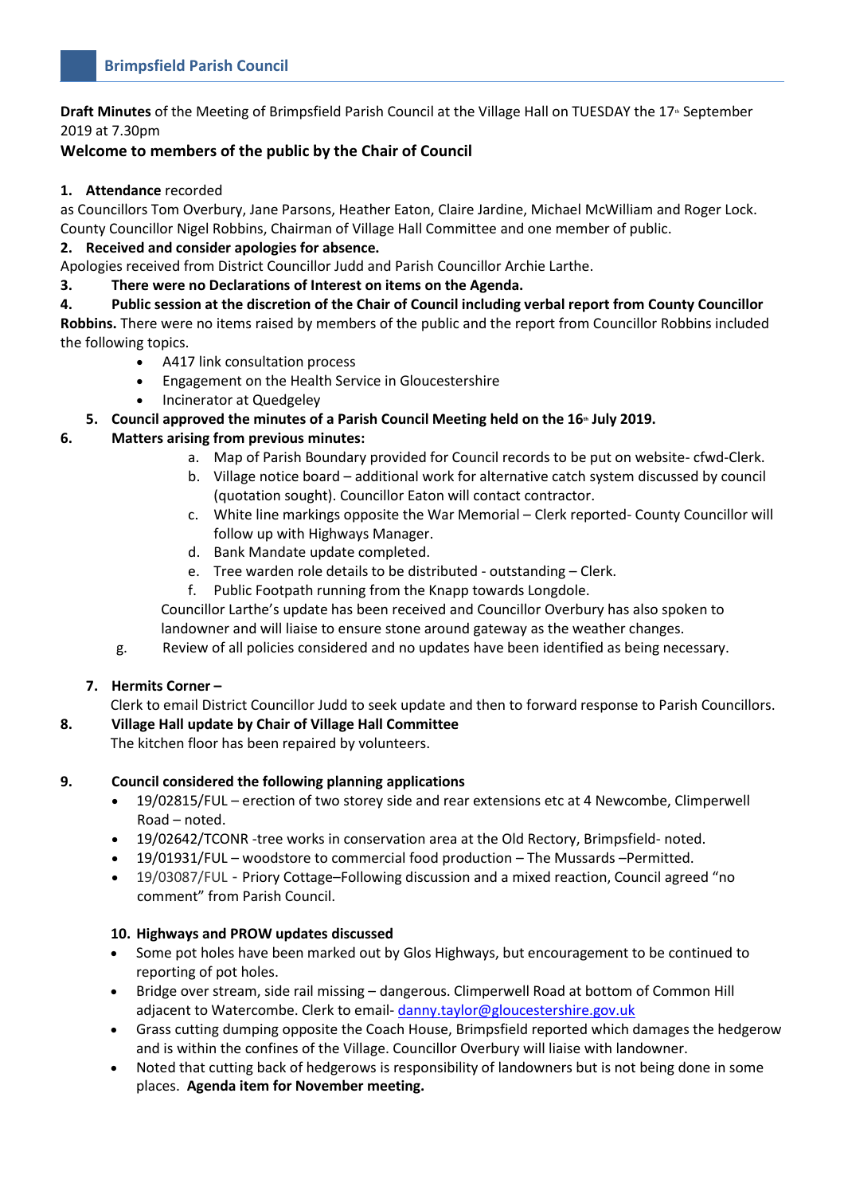## Brimpsfield Parish Council

**Draft Minutes** of the Meeting of Brimpsfield Parish Council at the Village Hall on TUESDAY the 17th September 2019 at 7.30pm

### Welcome to members of the public by the Chair of Council

1. **Attendance** recorded

as Councillors Tom Overbury, Jane Parsons, Heather Eaton, Claire Jardine, Michael McWilliam and Roger Lock. County Councillor Nigel Robbins, Chairman of Village Hall Committee and one member of public.

2. **Received and consider apologies for absence.**

Apologies received from District Councillor Judd and Parish Councillor Archie Larthe.

3. **There were no Declarations of Interest on items on the Agenda.**

4. **Public session at the discretion of the Chair of Council including verbal report from County Councillor Robbins.** There were no items raised by members of the public and the report from Councillor Robbins included the following topics.

- A417 link consultation process
- Engagement on the Health Service in Gloucestershire
- Incinerator at Quedgeley

5. **Council approved the minutes of a Parish Council Meeting held on the 16th July 2019.**

6. **Matters arising from previous minutes:**

   a. Map of Parish Boundary provided for Council records to be put on website- cfwd-Clerk.
   b. Village notice board – additional work for alternative catch system discussed by council (quotation sought). Councillor Eaton will contact contractor.
   c. White line markings opposite the War Memorial – Clerk reported- County Councillor will follow up with Highways Manager.
   d. Bank Mandate update completed.
   e. Tree warden role details to be distributed - outstanding – Clerk.
   f. Public Footpath running from the Knapp towards Longdole.

   Councillor Larthe's update has been received and Councillor Overbury has also spoken to landowner and will liaise to ensure stone around gateway as the weather changes.

   g. Review of all policies considered and no updates have been identified as being necessary.

7. **Hermits Corner –**

Clerk to email District Councillor Judd to seek update and then to forward response to Parish Councillors.

8. **Village Hall update by Chair of Village Hall Committee**

The kitchen floor has been repaired by volunteers.

9. **Council considered the following planning applications**

- 19/02815/FUL – erection of two storey side and rear extensions etc at 4 Newcombe, Climperwell Road – noted.
- 19/02642/TCONR -tree works in conservation area at the Old Rectory, Brimpsfield- noted.
- 19/01931/FUL – woodstore to commercial food production – The Mussards –Permitted.
- 19/03087/FUL - Priory Cottage–Following discussion and a mixed reaction, Council agreed "no comment" from Parish Council.

10. **Highways and PROW updates discussed**

- Some pot holes have been marked out by Glos Highways, but encouragement to be continued to reporting of pot holes.
- Bridge over stream, side rail missing – dangerous. Climperwell Road at bottom of Common Hill adjacent to Watercombe. Clerk to email- danny.taylor@gloucestershire.gov.uk
- Grass cutting dumping opposite the Coach House, Brimpsfield reported which damages the hedgerow and is within the confines of the Village. Councillor Overbury will liaise with landowner.
- Noted that cutting back of hedgerows is responsibility of landowners but is not being done in some places. **Agenda item for November meeting.**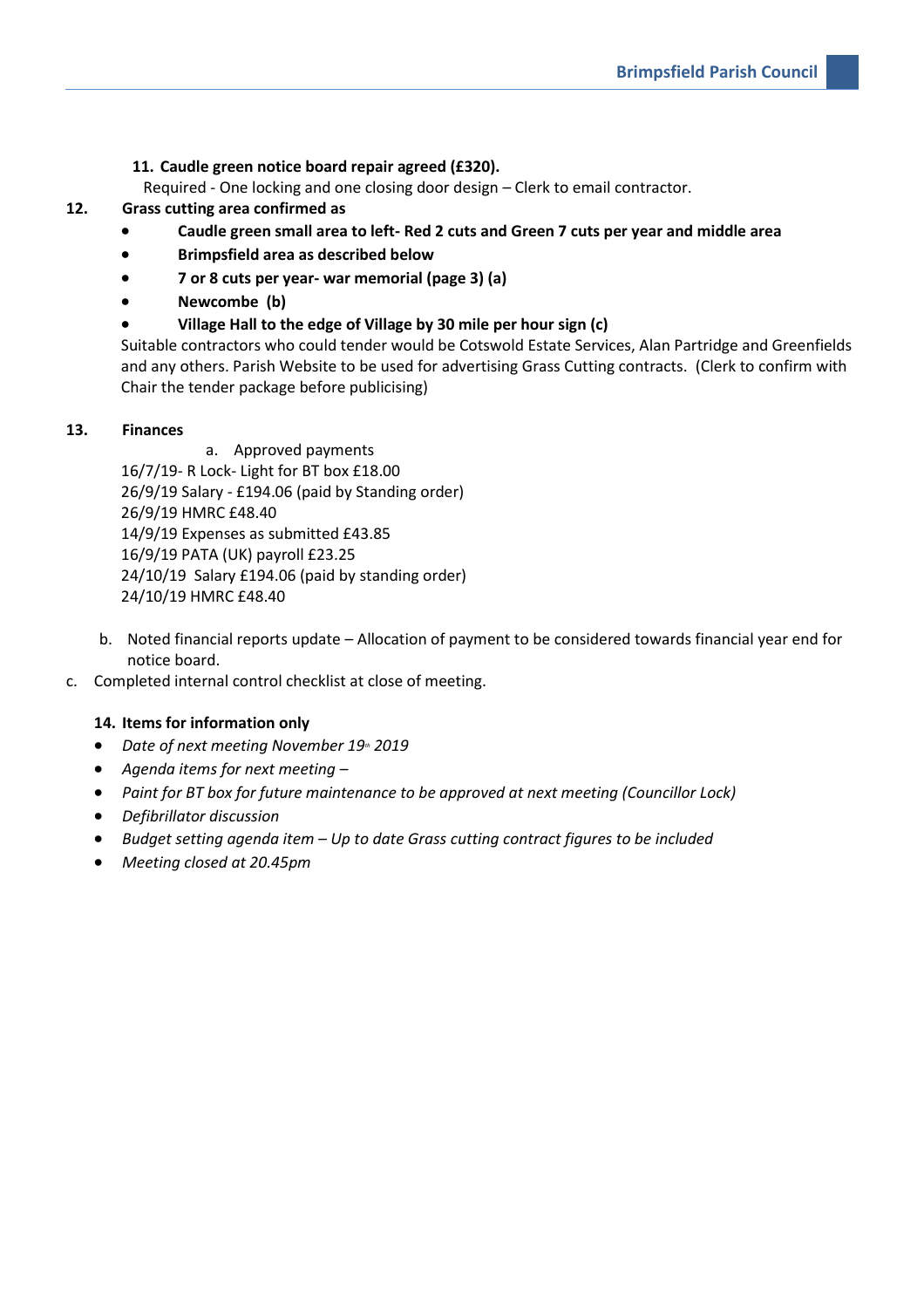**11. Caudle green notice board repair agreed (£320).**

Required - One locking and one closing door design – Clerk to email contractor.

**12. Grass cutting area confirmed as**

- **Caudle green small area to left- Red 2 cuts and Green 7 cuts per year and middle area**
- **Brimpsfield area as described below**
- **7 or 8 cuts per year- war memorial (page 3) (a)**
- **Newcombe (b)**
- **Village Hall to the edge of Village by 30 mile per hour sign (c)**

Suitable contractors who could tender would be Cotswold Estate Services, Alan Partridge and Greenfields and any others. Parish Website to be used for advertising Grass Cutting contracts. (Clerk to confirm with Chair the tender package before publicising)

**13. Finances**

a. Approved payments

16/7/19- R Lock- Light for BT box £18.00
26/9/19 Salary - £194.06 (paid by Standing order)
26/9/19 HMRC £48.40
14/9/19 Expenses as submitted £43.85
16/9/19 PATA (UK) payroll £23.25
24/10/19 Salary £194.06 (paid by standing order)
24/10/19 HMRC £48.40

b. Noted financial reports update – Allocation of payment to be considered towards financial year end for notice board.

c. Completed internal control checklist at close of meeting.

**14. Items for information only**

- *Date of next meeting November 19th 2019*
- *Agenda items for next meeting –*
- *Paint for BT box for future maintenance to be approved at next meeting (Councillor Lock)*
- *Defibrillator discussion*
- *Budget setting agenda item – Up to date Grass cutting contract figures to be included*
- *Meeting closed at 20.45pm*